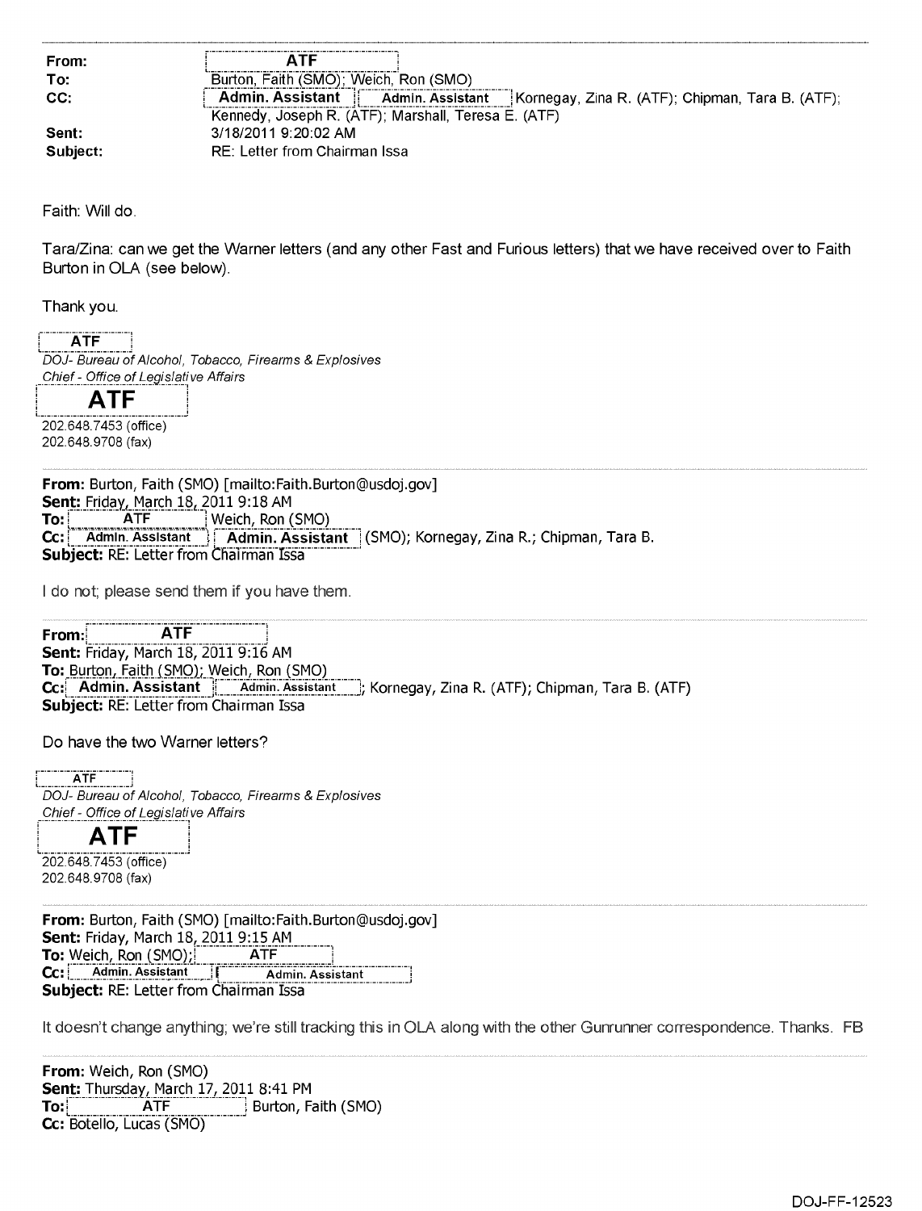| | |
|---|---|
| **From:** | ATF |
| **To:** | Burton, Faith (SMO); Weich, Ron (SMO) |
| **CC:** | Admin. Assistant; Admin. Assistant; Kornegay, Zina R. (ATF); Chipman, Tara B. (ATF); Kennedy, Joseph R. (ATF); Marshall, Teresa E. (ATF) |
| **Sent:** | 3/18/2011 9:20:02 AM |
| **Subject:** | RE: Letter from Chairman Issa |

Faith: Will do.

Tara/Zina: can we get the Warner letters (and any other Fast and Furious letters) that we have received over to Faith Burton in OLA (see below).

Thank you.

ATF
*DOJ- Bureau of Alcohol, Tobacco, Firearms & Explosives*
*Chief - Office of Legislative Affairs*
**ATF**
202.648.7453 (office)
202.648.9708 (fax)

---

**From:** Burton, Faith (SMO) [mailto:Faith.Burton@usdoj.gov]
**Sent:** Friday, March 18, 2011 9:18 AM
**To:** ATF; Weich, Ron (SMO)
**Cc:** Admin. Assistant; Admin. Assistant (SMO); Kornegay, Zina R.; Chipman, Tara B.
**Subject:** RE: Letter from Chairman Issa

I do not; please send them if you have them.

---

**From:** ATF
**Sent:** Friday, March 18, 2011 9:16 AM
**To:** Burton, Faith (SMO); Weich, Ron (SMO)
**Cc:** Admin. Assistant; Admin. Assistant; Kornegay, Zina R. (ATF); Chipman, Tara B. (ATF)
**Subject:** RE: Letter from Chairman Issa

Do have the two Warner letters?

ATF
*DOJ- Bureau of Alcohol, Tobacco, Firearms & Explosives*
*Chief - Office of Legislative Affairs*
**ATF**
202.648.7453 (office)
202.648.9708 (fax)

---

**From:** Burton, Faith (SMO) [mailto:Faith.Burton@usdoj.gov]
**Sent:** Friday, March 18, 2011 9:15 AM
**To:** Weich, Ron (SMO); ATF
**Cc:** Admin. Assistant; Admin. Assistant
**Subject:** RE: Letter from Chairman Issa

It doesn't change anything; we're still tracking this in OLA along with the other Gunrunner correspondence. Thanks. FB

---

**From:** Weich, Ron (SMO)
**Sent:** Thursday, March 17, 2011 8:41 PM
**To:** ATF; Burton, Faith (SMO)
**Cc:** Botello, Lucas (SMO)

DOJ-FF-12523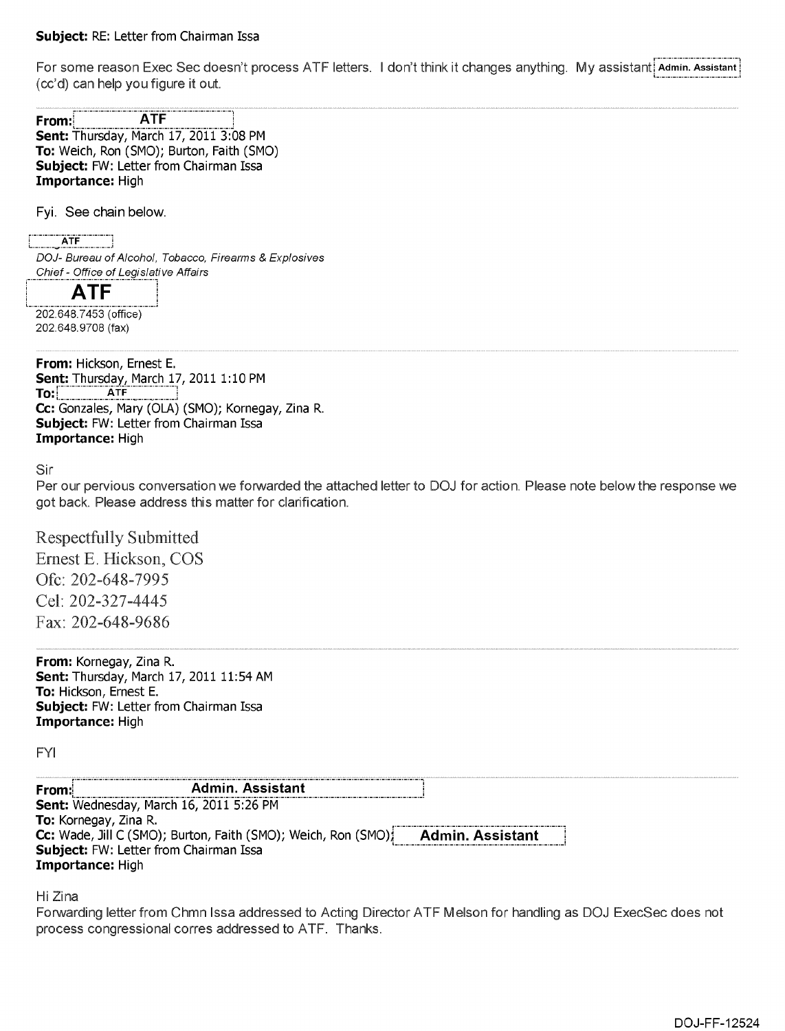**Subject:** RE: Letter from Chairman Issa

For some reason Exec Sec doesn't process ATF letters. I don't think it changes anything. My assistant Admin. Assistant (cc'd) can help you figure it out.

---

**From:** ATF
**Sent:** Thursday, March 17, 2011 3:08 PM
**To:** Weich, Ron (SMO); Burton, Faith (SMO)
**Subject:** FW: Letter from Chairman Issa
**Importance:** High

Fyi. See chain below.

ATF
*DOJ- Bureau of Alcohol, Tobacco, Firearms & Explosives*
*Chief - Office of Legislative Affairs*
**ATF**
202.648.7453 (office)
202.648.9708 (fax)

---

**From:** Hickson, Ernest E.
**Sent:** Thursday, March 17, 2011 1:10 PM
**To:** ATF
**Cc:** Gonzales, Mary (OLA) (SMO); Kornegay, Zina R.
**Subject:** FW: Letter from Chairman Issa
**Importance:** High

Sir
Per our pervious conversation we forwarded the attached letter to DOJ for action. Please note below the response we got back. Please address this matter for clarification.

Respectfully Submitted
Ernest E. Hickson, COS
Ofc: 202-648-7995
Cel: 202-327-4445
Fax: 202-648-9686

---

**From:** Kornegay, Zina R.
**Sent:** Thursday, March 17, 2011 11:54 AM
**To:** Hickson, Ernest E.
**Subject:** FW: Letter from Chairman Issa
**Importance:** High

FYI

---

**From:** Admin. Assistant
**Sent:** Wednesday, March 16, 2011 5:26 PM
**To:** Kornegay, Zina R.
**Cc:** Wade, Jill C (SMO); Burton, Faith (SMO); Weich, Ron (SMO); Admin. Assistant
**Subject:** FW: Letter from Chairman Issa
**Importance:** High

Hi Zina
Forwarding letter from Chmn Issa addressed to Acting Director ATF Melson for handling as DOJ ExecSec does not process congressional corres addressed to ATF. Thanks.

DOJ-FF-12524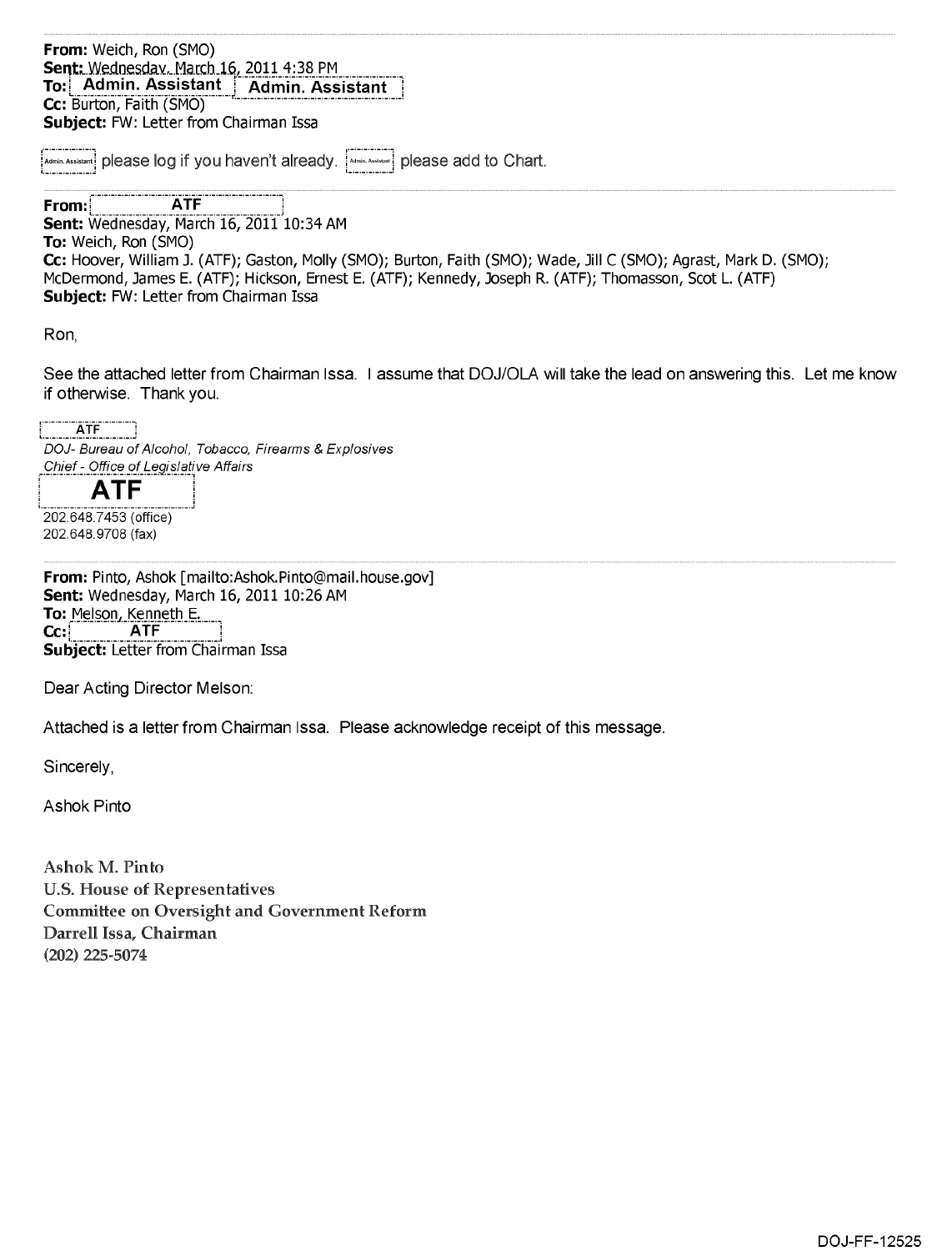**From:** Weich, Ron (SMO)
**Sent:** Wednesday, March 16, 2011 4:38 PM
**To:** Admin. Assistant ; Admin. Assistant
**Cc:** Burton, Faith (SMO)
**Subject:** FW: Letter from Chairman Issa

Admin. Assistant please log if you haven't already. Admin. Assistant please add to Chart.

**From:** ATF
**Sent:** Wednesday, March 16, 2011 10:34 AM
**To:** Weich, Ron (SMO)
**Cc:** Hoover, William J. (ATF); Gaston, Molly (SMO); Burton, Faith (SMO); Wade, Jill C (SMO); Agrast, Mark D. (SMO); McDermond, James E. (ATF); Hickson, Ernest E. (ATF); Kennedy, Joseph R. (ATF); Thomasson, Scot L. (ATF)
**Subject:** FW: Letter from Chairman Issa

Ron,

See the attached letter from Chairman Issa. I assume that DOJ/OLA will take the lead on answering this. Let me know if otherwise. Thank you.

ATF
*DOJ- Bureau of Alcohol, Tobacco, Firearms & Explosives*
*Chief - Office of Legislative Affairs*
**ATF**
202.648.7453 (office)
202.648.9708 (fax)

**From:** Pinto, Ashok [mailto:Ashok.Pinto@mail.house.gov]
**Sent:** Wednesday, March 16, 2011 10:26 AM
**To:** Melson, Kenneth E.
**Cc:** ATF
**Subject:** Letter from Chairman Issa

Dear Acting Director Melson:

Attached is a letter from Chairman Issa. Please acknowledge receipt of this message.

Sincerely,

Ashok Pinto

Ashok M. Pinto
U.S. House of Representatives
Committee on Oversight and Government Reform
Darrell Issa, Chairman
(202) 225-5074

DOJ-FF-12525